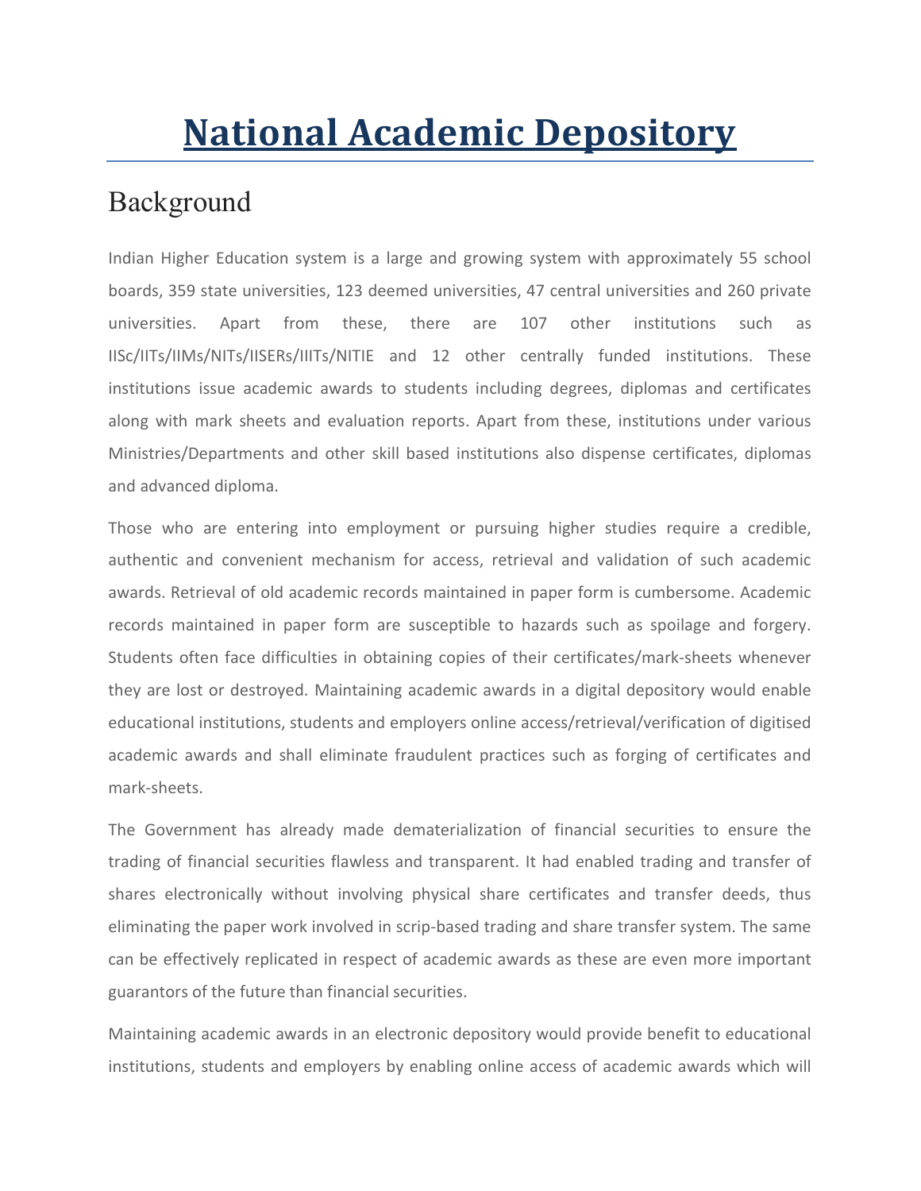# National Academic Depository

## Background

Indian Higher Education system is a large and growing system with approximately 55 school boards, 359 state universities, 123 deemed universities, 47 central universities and 260 private universities. Apart from these, there are 107 other institutions such as IISc/IITs/IIMs/NITs/IISERs/IIITs/NITIE and 12 other centrally funded institutions. These institutions issue academic awards to students including degrees, diplomas and certificates along with mark sheets and evaluation reports. Apart from these, institutions under various Ministries/Departments and other skill based institutions also dispense certificates, diplomas and advanced diploma.

Those who are entering into employment or pursuing higher studies require a credible, authentic and convenient mechanism for access, retrieval and validation of such academic awards. Retrieval of old academic records maintained in paper form is cumbersome. Academic records maintained in paper form are susceptible to hazards such as spoilage and forgery. Students often face difficulties in obtaining copies of their certificates/mark-sheets whenever they are lost or destroyed. Maintaining academic awards in a digital depository would enable educational institutions, students and employers online access/retrieval/verification of digitised academic awards and shall eliminate fraudulent practices such as forging of certificates and mark-sheets.

The Government has already made dematerialization of financial securities to ensure the trading of financial securities flawless and transparent. It had enabled trading and transfer of shares electronically without involving physical share certificates and transfer deeds, thus eliminating the paper work involved in scrip-based trading and share transfer system. The same can be effectively replicated in respect of academic awards as these are even more important guarantors of the future than financial securities.

Maintaining academic awards in an electronic depository would provide benefit to educational institutions, students and employers by enabling online access of academic awards which will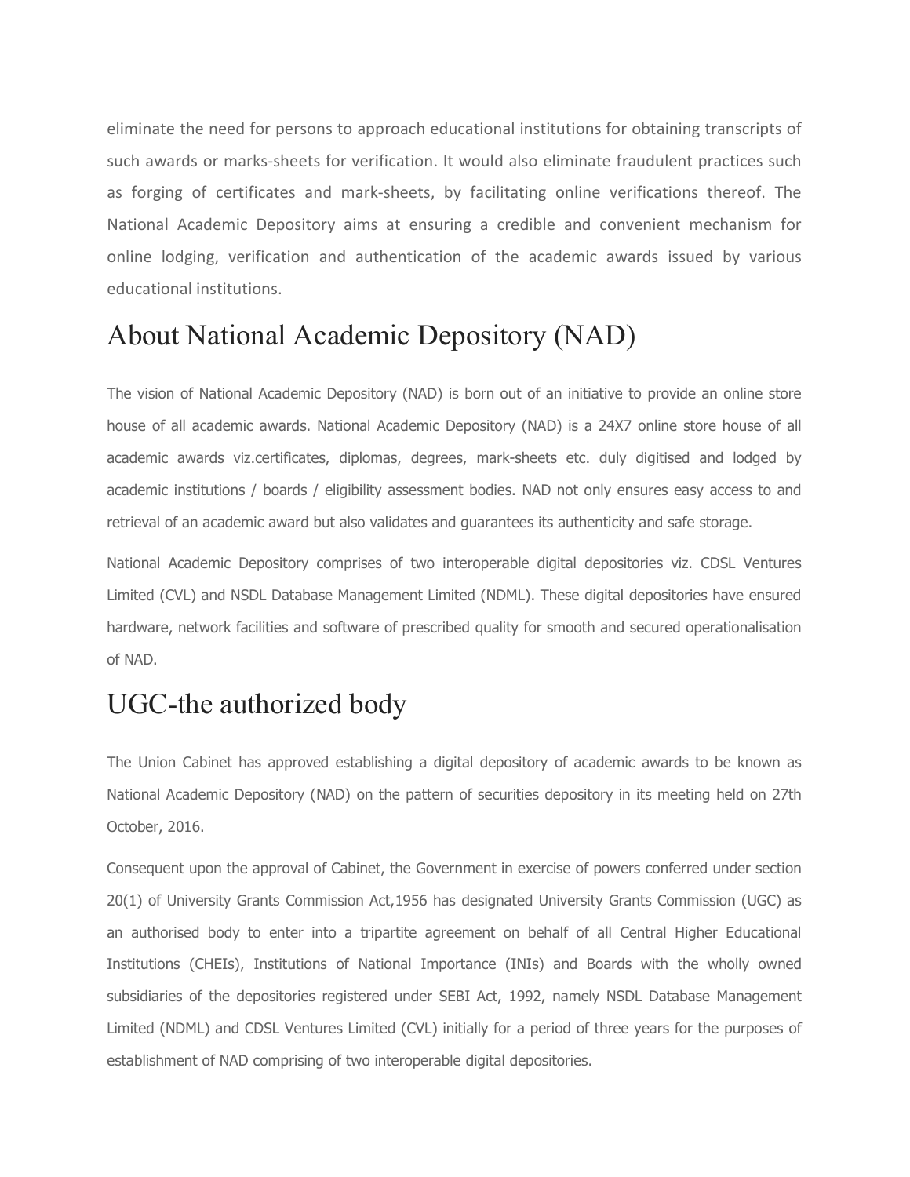eliminate the need for persons to approach educational institutions for obtaining transcripts of such awards or marks-sheets for verification. It would also eliminate fraudulent practices such as forging of certificates and mark-sheets, by facilitating online verifications thereof. The National Academic Depository aims at ensuring a credible and convenient mechanism for online lodging, verification and authentication of the academic awards issued by various educational institutions.

## About National Academic Depository (NAD)

The vision of National Academic Depository (NAD) is born out of an initiative to provide an online store house of all academic awards. National Academic Depository (NAD) is a 24X7 online store house of all academic awards viz.certificates, diplomas, degrees, mark-sheets etc. duly digitised and lodged by academic institutions / boards / eligibility assessment bodies. NAD not only ensures easy access to and retrieval of an academic award but also validates and guarantees its authenticity and safe storage.

National Academic Depository comprises of two interoperable digital depositories viz. CDSL Ventures Limited (CVL) and NSDL Database Management Limited (NDML). These digital depositories have ensured hardware, network facilities and software of prescribed quality for smooth and secured operationalisation of NAD.

## UGC-the authorized body

The Union Cabinet has approved establishing a digital depository of academic awards to be known as National Academic Depository (NAD) on the pattern of securities depository in its meeting held on 27th October, 2016.

Consequent upon the approval of Cabinet, the Government in exercise of powers conferred under section 20(1) of University Grants Commission Act,1956 has designated University Grants Commission (UGC) as an authorised body to enter into a tripartite agreement on behalf of all Central Higher Educational Institutions (CHEIs), Institutions of National Importance (INIs) and Boards with the wholly owned subsidiaries of the depositories registered under SEBI Act, 1992, namely NSDL Database Management Limited (NDML) and CDSL Ventures Limited (CVL) initially for a period of three years for the purposes of establishment of NAD comprising of two interoperable digital depositories.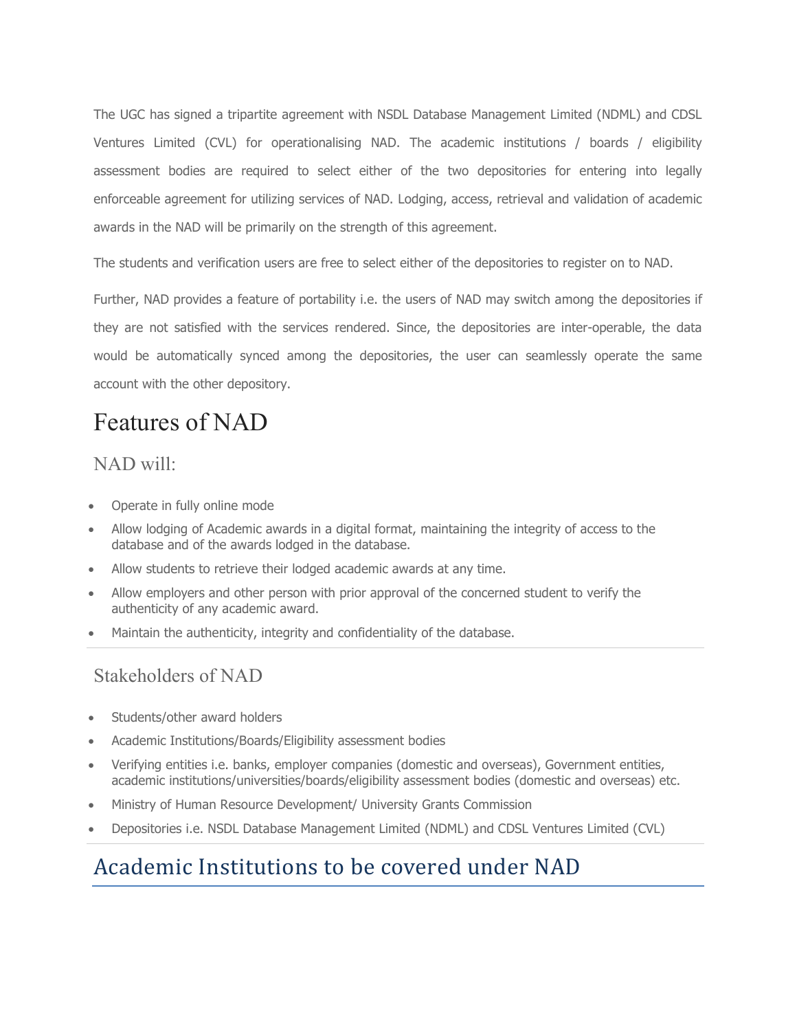The UGC has signed a tripartite agreement with NSDL Database Management Limited (NDML) and CDSL Ventures Limited (CVL) for operationalising NAD. The academic institutions / boards / eligibility assessment bodies are required to select either of the two depositories for entering into legally enforceable agreement for utilizing services of NAD. Lodging, access, retrieval and validation of academic awards in the NAD will be primarily on the strength of this agreement.

The students and verification users are free to select either of the depositories to register on to NAD.

Further, NAD provides a feature of portability i.e. the users of NAD may switch among the depositories if they are not satisfied with the services rendered. Since, the depositories are inter-operable, the data would be automatically synced among the depositories, the user can seamlessly operate the same account with the other depository.

# Features of NAD

## NAD will:

- Operate in fully online mode
- Allow lodging of Academic awards in a digital format, maintaining the integrity of access to the database and of the awards lodged in the database.
- Allow students to retrieve their lodged academic awards at any time.
- Allow employers and other person with prior approval of the concerned student to verify the authenticity of any academic award.
- Maintain the authenticity, integrity and confidentiality of the database.

---

## Stakeholders of NAD

- Students/other award holders
- Academic Institutions/Boards/Eligibility assessment bodies
- Verifying entities i.e. banks, employer companies (domestic and overseas), Government entities, academic institutions/universities/boards/eligibility assessment bodies (domestic and overseas) etc.
- Ministry of Human Resource Development/ University Grants Commission
- Depositories i.e. NSDL Database Management Limited (NDML) and CDSL Ventures Limited (CVL)

---

# Academic Institutions to be covered under NAD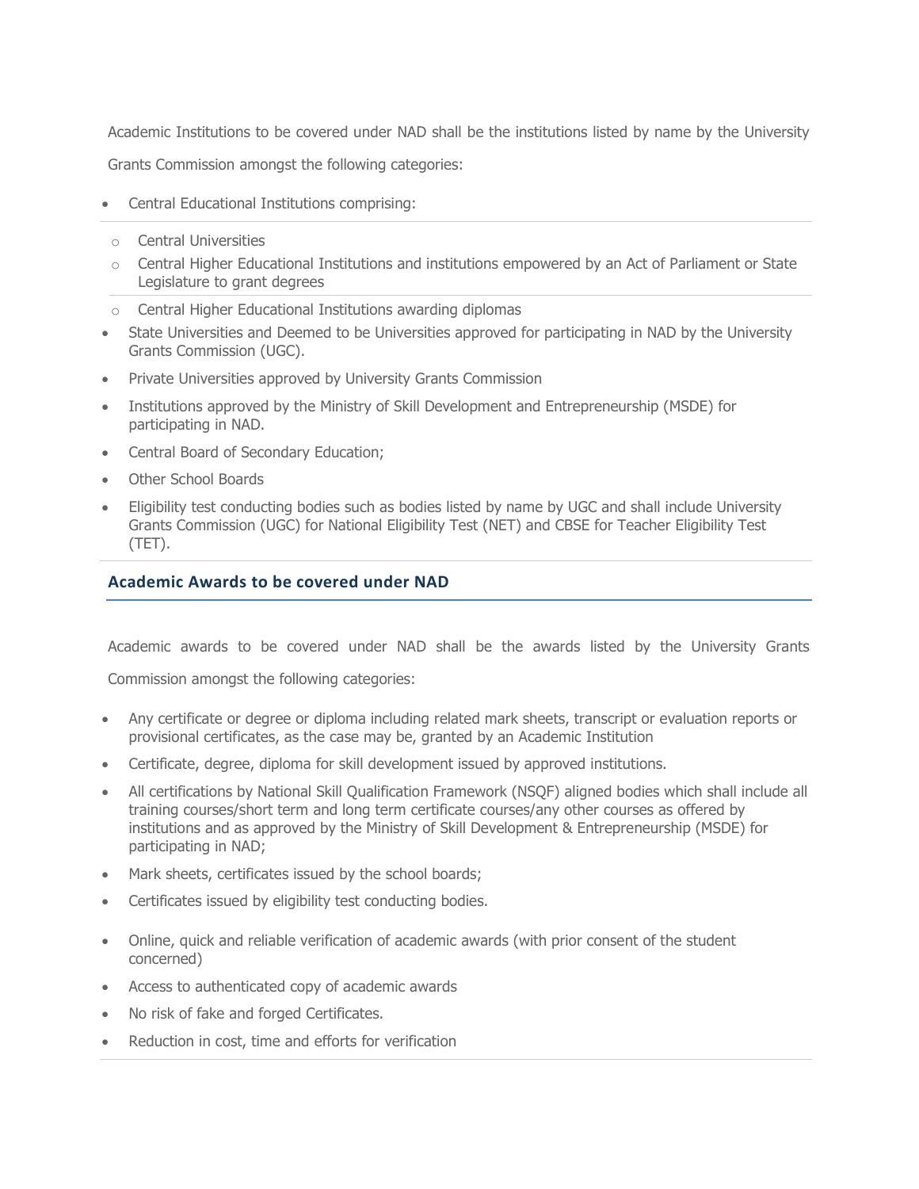Academic Institutions to be covered under NAD shall be the institutions listed by name by the University Grants Commission amongst the following categories:

- Central Educational Institutions comprising:
  - Central Universities
  - Central Higher Educational Institutions and institutions empowered by an Act of Parliament or State Legislature to grant degrees
  - Central Higher Educational Institutions awarding diplomas
- State Universities and Deemed to be Universities approved for participating in NAD by the University Grants Commission (UGC).
- Private Universities approved by University Grants Commission
- Institutions approved by the Ministry of Skill Development and Entrepreneurship (MSDE) for participating in NAD.
- Central Board of Secondary Education;
- Other School Boards
- Eligibility test conducting bodies such as bodies listed by name by UGC and shall include University Grants Commission (UGC) for National Eligibility Test (NET) and CBSE for Teacher Eligibility Test (TET).

## Academic Awards to be covered under NAD

Academic awards to be covered under NAD shall be the awards listed by the University Grants Commission amongst the following categories:

- Any certificate or degree or diploma including related mark sheets, transcript or evaluation reports or provisional certificates, as the case may be, granted by an Academic Institution
- Certificate, degree, diploma for skill development issued by approved institutions.
- All certifications by National Skill Qualification Framework (NSQF) aligned bodies which shall include all training courses/short term and long term certificate courses/any other courses as offered by institutions and as approved by the Ministry of Skill Development & Entrepreneurship (MSDE) for participating in NAD;
- Mark sheets, certificates issued by the school boards;
- Certificates issued by eligibility test conducting bodies.

- Online, quick and reliable verification of academic awards (with prior consent of the student concerned)
- Access to authenticated copy of academic awards
- No risk of fake and forged Certificates.
- Reduction in cost, time and efforts for verification